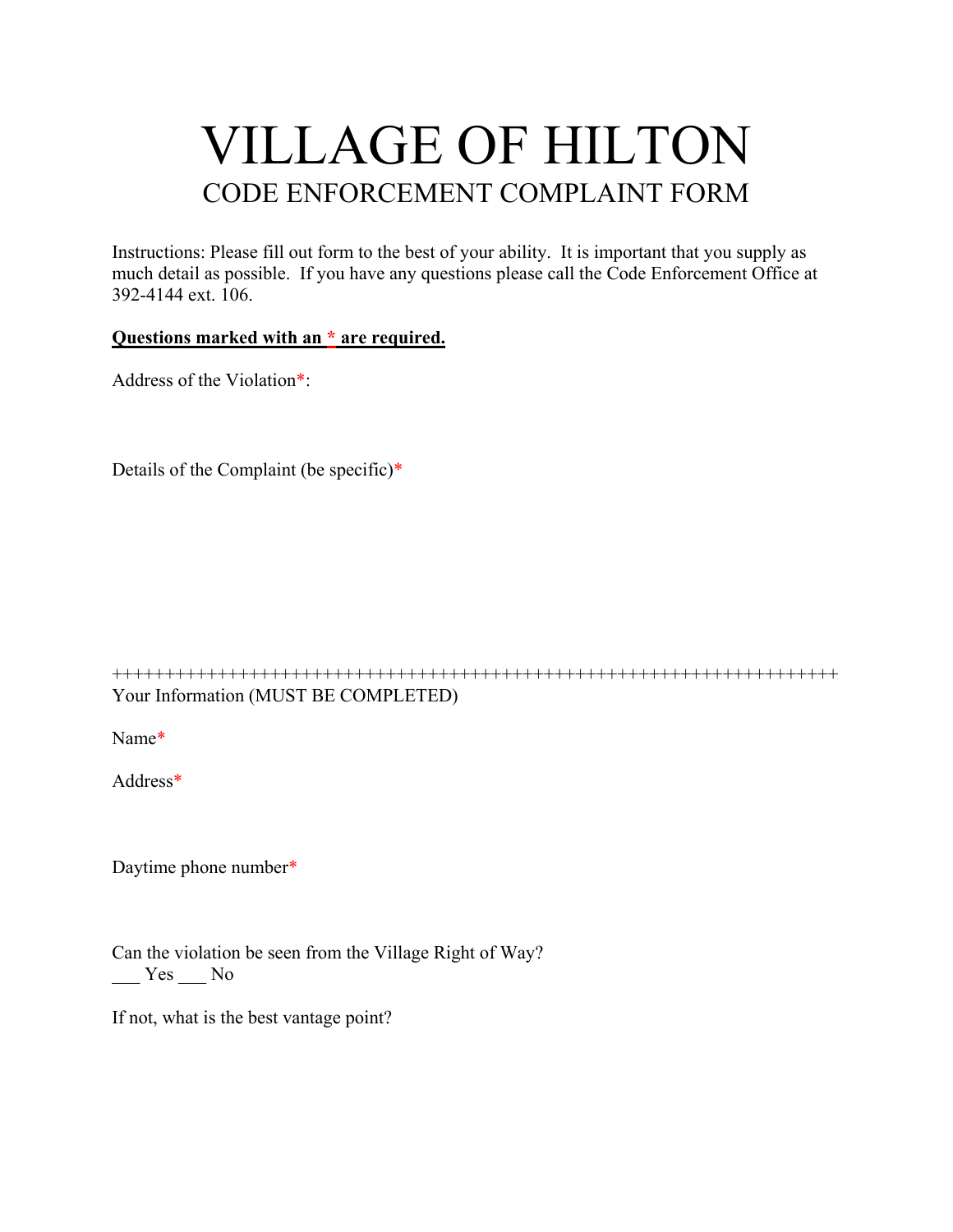# VILLAGE OF HILTON

## CODE ENFORCEMENT COMPLAINT FORM

Instructions: Please fill out form to the best of your ability. It is important that you supply as much detail as possible. If you have any questions please call the Code Enforcement Office at 392-4144 ext. 106.

**Questions marked with an * are required.**

Address of the Violation*:

Details of the Complaint (be specific)*

++++++++++++++++++++++++++++++++++++++++++++++++++++++++++++++++++++++

Your Information (MUST BE COMPLETED)

Name*

Address*

Daytime phone number*

Can the violation be seen from the Village Right of Way?

___ Yes ___ No

If not, what is the best vantage point?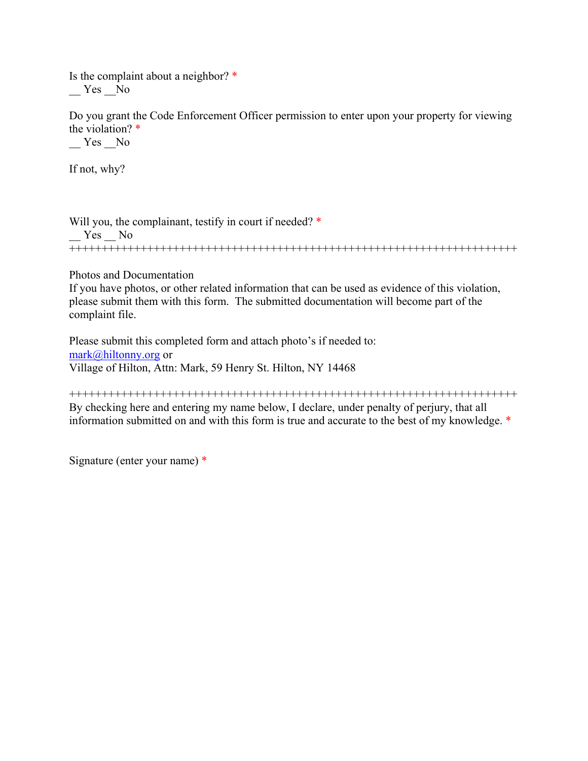Is the complaint about a neighbor? *
__ Yes __No

Do you grant the Code Enforcement Officer permission to enter upon your property for viewing the violation? *
__ Yes __No

If not, why?

Will you, the complainant, testify in court if needed? *
__ Yes __ No
+++++++++++++++++++++++++++++++++++++++++++++++++++++++++++++++++++++

Photos and Documentation
If you have photos, or other related information that can be used as evidence of this violation, please submit them with this form. The submitted documentation will become part of the complaint file.

Please submit this completed form and attach photo's if needed to:
mark@hiltonny.org or
Village of Hilton, Attn: Mark, 59 Henry St. Hilton, NY 14468

+++++++++++++++++++++++++++++++++++++++++++++++++++++++++++++++++++++
By checking here and entering my name below, I declare, under penalty of perjury, that all information submitted on and with this form is true and accurate to the best of my knowledge. *

Signature (enter your name) *